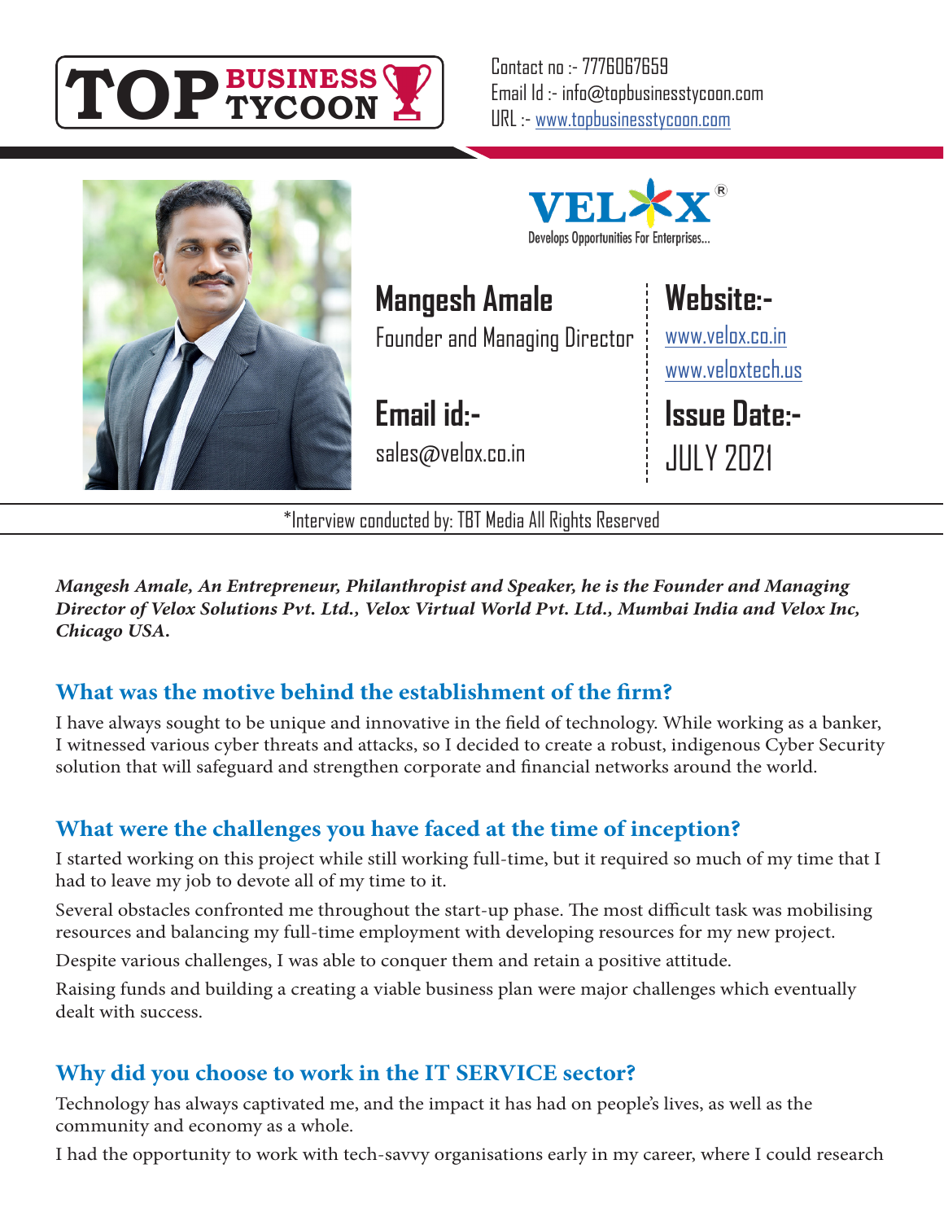**TOP BUSINESS TYCOON**

Contact no :- 7776067659
Email Id :- info@topbusinesstycoon.com
URL :- www.topbusinesstycoon.com

**VELOX®**
Develops Opportunities For Enterprises...

## Mangesh Amale

Founder and Managing Director

**Email id:-**
sales@velox.co.in

**Website:-**
www.velox.co.in
www.veloxtech.us

**Issue Date:-**
JULY 2021

*Interview conducted by: TBT Media All Rights Reserved

***Mangesh Amale, An Entrepreneur, Philanthropist and Speaker, he is the Founder and Managing Director of Velox Solutions Pvt. Ltd., Velox Virtual World Pvt. Ltd., Mumbai India and Velox Inc, Chicago USA.***

### What was the motive behind the establishment of the firm?

I have always sought to be unique and innovative in the field of technology. While working as a banker, I witnessed various cyber threats and attacks, so I decided to create a robust, indigenous Cyber Security solution that will safeguard and strengthen corporate and financial networks around the world.

### What were the challenges you have faced at the time of inception?

I started working on this project while still working full-time, but it required so much of my time that I had to leave my job to devote all of my time to it.

Several obstacles confronted me throughout the start-up phase. The most difficult task was mobilising resources and balancing my full-time employment with developing resources for my new project.

Despite various challenges, I was able to conquer them and retain a positive attitude.

Raising funds and building a creating a viable business plan were major challenges which eventually dealt with success.

### Why did you choose to work in the IT SERVICE sector?

Technology has always captivated me, and the impact it has had on people's lives, as well as the community and economy as a whole.

I had the opportunity to work with tech-savvy organisations early in my career, where I could research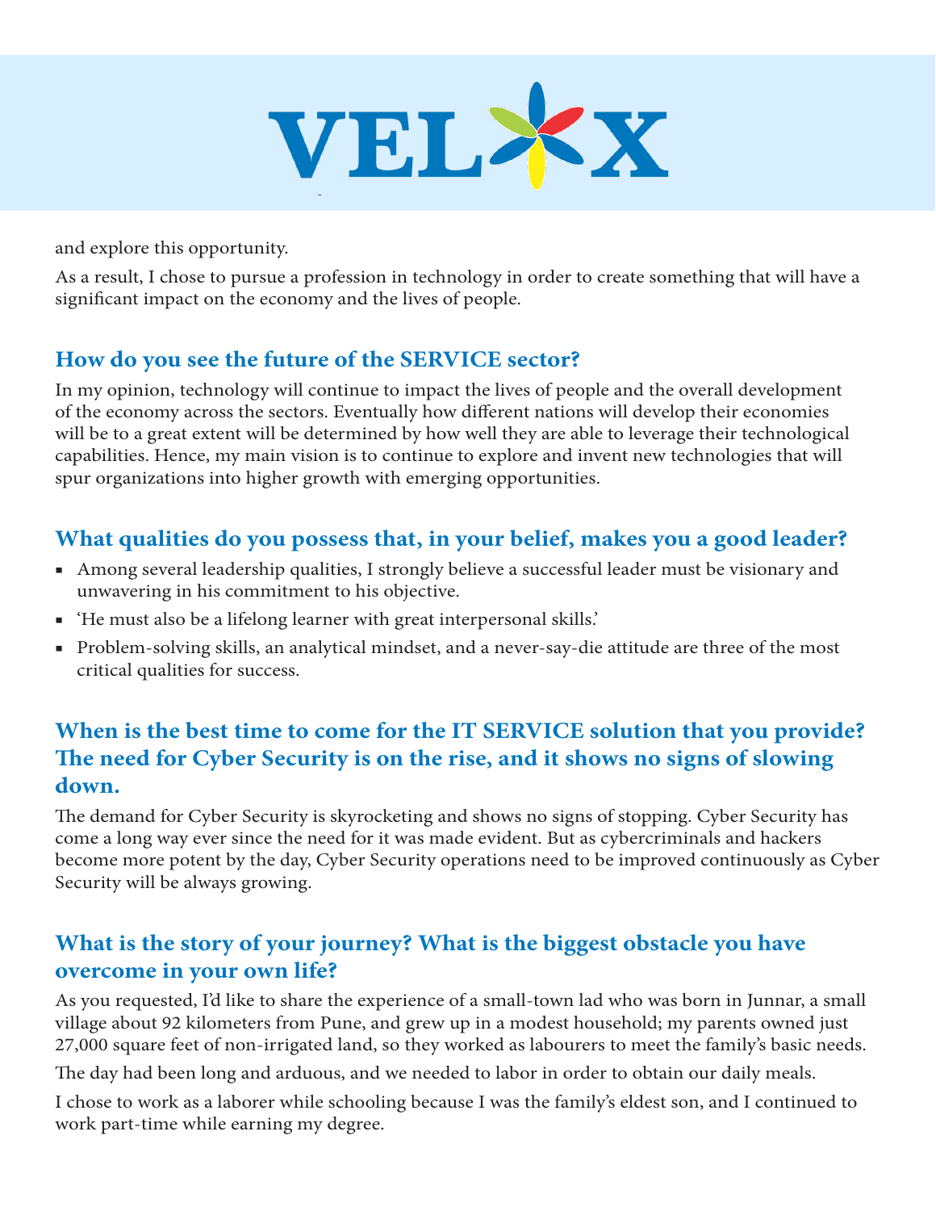and explore this opportunity.

As a result, I chose to pursue a profession in technology in order to create something that will have a significant impact on the economy and the lives of people.

## How do you see the future of the SERVICE sector?

In my opinion, technology will continue to impact the lives of people and the overall development of the economy across the sectors. Eventually how different nations will develop their economies will be to a great extent will be determined by how well they are able to leverage their technological capabilities. Hence, my main vision is to continue to explore and invent new technologies that will spur organizations into higher growth with emerging opportunities.

## What qualities do you possess that, in your belief, makes you a good leader?

- Among several leadership qualities, I strongly believe a successful leader must be visionary and unwavering in his commitment to his objective.
- 'He must also be a lifelong learner with great interpersonal skills.'
- Problem-solving skills, an analytical mindset, and a never-say-die attitude are three of the most critical qualities for success.

## When is the best time to come for the IT SERVICE solution that you provide? The need for Cyber Security is on the rise, and it shows no signs of slowing down.

The demand for Cyber Security is skyrocketing and shows no signs of stopping. Cyber Security has come a long way ever since the need for it was made evident. But as cybercriminals and hackers become more potent by the day, Cyber Security operations need to be improved continuously as Cyber Security will be always growing.

## What is the story of your journey? What is the biggest obstacle you have overcome in your own life?

As you requested, I'd like to share the experience of a small-town lad who was born in Junnar, a small village about 92 kilometers from Pune, and grew up in a modest household; my parents owned just 27,000 square feet of non-irrigated land, so they worked as labourers to meet the family's basic needs.

The day had been long and arduous, and we needed to labor in order to obtain our daily meals.

I chose to work as a laborer while schooling because I was the family's eldest son, and I continued to work part-time while earning my degree.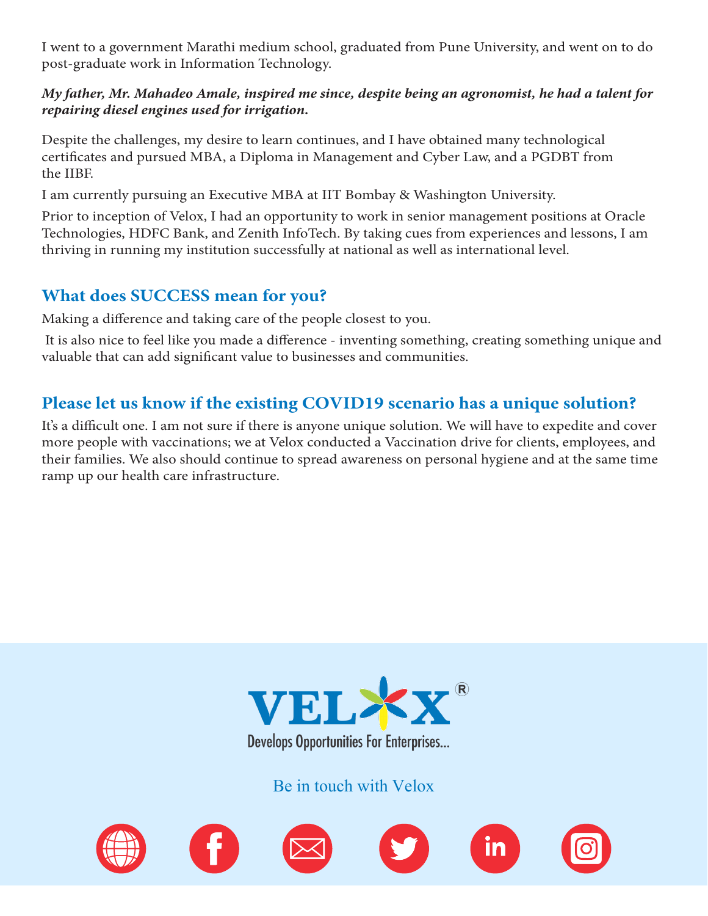I went to a government Marathi medium school, graduated from Pune University, and went on to do post-graduate work in Information Technology.

***My father, Mr. Mahadeo Amale, inspired me since, despite being an agronomist, he had a talent for repairing diesel engines used for irrigation.***

Despite the challenges, my desire to learn continues, and I have obtained many technological certificates and pursued MBA, a Diploma in Management and Cyber Law, and a PGDBT from the IIBF.

I am currently pursuing an Executive MBA at IIT Bombay & Washington University.

Prior to inception of Velox, I had an opportunity to work in senior management positions at Oracle Technologies, HDFC Bank, and Zenith InfoTech. By taking cues from experiences and lessons, I am thriving in running my institution successfully at national as well as international level.

## What does SUCCESS mean for you?

Making a difference and taking care of the people closest to you.

It is also nice to feel like you made a difference - inventing something, creating something unique and valuable that can add significant value to businesses and communities.

## Please let us know if the existing COVID19 scenario has a unique solution?

It's a difficult one. I am not sure if there is anyone unique solution. We will have to expedite and cover more people with vaccinations; we at Velox conducted a Vaccination drive for clients, employees, and their families. We also should continue to spread awareness on personal hygiene and at the same time ramp up our health care infrastructure.

VELOX®

Develops Opportunities For Enterprises...

Be in touch with Velox